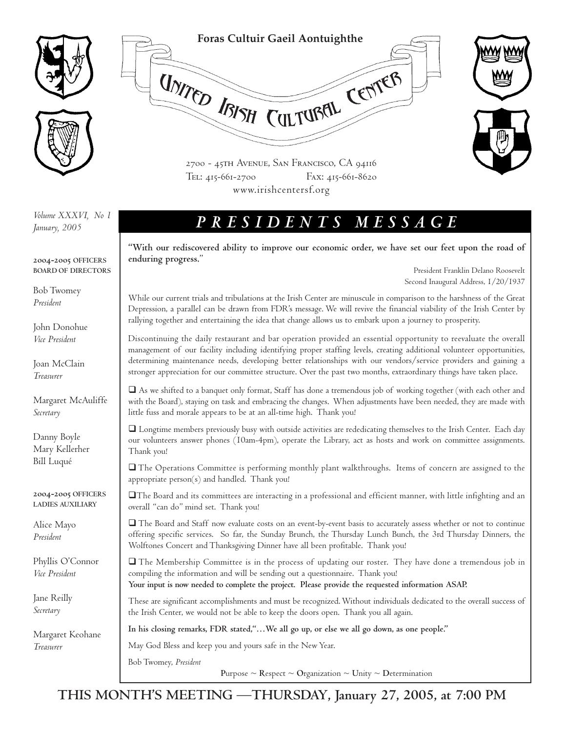**Foras Cultuir Gaeil Aontuighthe**

# United Irish Cultural Center

2700 - 45th Avenue, San Francisco, CA 94116
Tel: 415-661-2700 Fax: 415-661-8620
www.irishcentersf.org

*Volume XXXVI, No 1*
*January, 2005*

**2004-2005 OFFICERS BOARD OF DIRECTORS**

Bob Twomey
*President*

John Donohue
*Vice President*

Joan McClain
*Treasurer*

Margaret McAuliffe
*Secretary*

Danny Boyle
Mary Kellerher
Bill Luqué

**2004-2005 OFFICERS LADIES AUXILIARY**

Alice Mayo
*President*

Phyllis O'Connor
*Vice President*

Jane Reilly
*Secretary*

Margaret Keohane
*Treasurer*

## *PRESIDENTS MESSAGE*

**"With our rediscovered ability to improve our economic order, we have set our feet upon the road of enduring progress."**

President Franklin Delano Roosevelt
Second Inaugural Address, 1/20/1937

While our current trials and tribulations at the Irish Center are minuscule in comparison to the harshness of the Great Depression, a parallel can be drawn from FDR's message. We will revive the financial viability of the Irish Center by rallying together and entertaining the idea that change allows us to embark upon a journey to prosperity.

Discontinuing the daily restaurant and bar operation provided an essential opportunity to reevaluate the overall management of our facility including identifying proper staffing levels, creating additional volunteer opportunities, determining maintenance needs, developing better relationships with our vendors/service providers and gaining a stronger appreciation for our committee structure. Over the past two months, extraordinary things have taken place.

- ❑ As we shifted to a banquet only format, Staff has done a tremendous job of working together (with each other and with the Board), staying on task and embracing the changes. When adjustments have been needed, they are made with little fuss and morale appears to be at an all-time high. Thank you!
- ❑ Longtime members previously busy with outside activities are rededicating themselves to the Irish Center. Each day our volunteers answer phones (10am-4pm), operate the Library, act as hosts and work on committee assignments. Thank you!
- ❑ The Operations Committee is performing monthly plant walkthroughs. Items of concern are assigned to the appropriate person(s) and handled. Thank you!
- ❑ The Board and its committees are interacting in a professional and efficient manner, with little infighting and an overall "can do" mind set. Thank you!
- ❑ The Board and Staff now evaluate costs on an event-by-event basis to accurately assess whether or not to continue offering specific services. So far, the Sunday Brunch, the Thursday Lunch Bunch, the 3rd Thursday Dinners, the Wolftones Concert and Thanksgiving Dinner have all been profitable. Thank you!
- ❑ The Membership Committee is in the process of updating our roster. They have done a tremendous job in compiling the information and will be sending out a questionnaire. Thank you!
**Your input is now needed to complete the project. Please provide the requested information ASAP.**

These are significant accomplishments and must be recognized. Without individuals dedicated to the overall success of the Irish Center, we would not be able to keep the doors open. Thank you all again.

**In his closing remarks, FDR stated,"…We all go up, or else we all go down, as one people."**

May God Bless and keep you and yours safe in the New Year.

Bob Twomey, *President*

Purpose ~ Respect ~ Organization ~ Unity ~ Determination

## THIS MONTH'S MEETING —THURSDAY, January 27, 2005, at 7:00 PM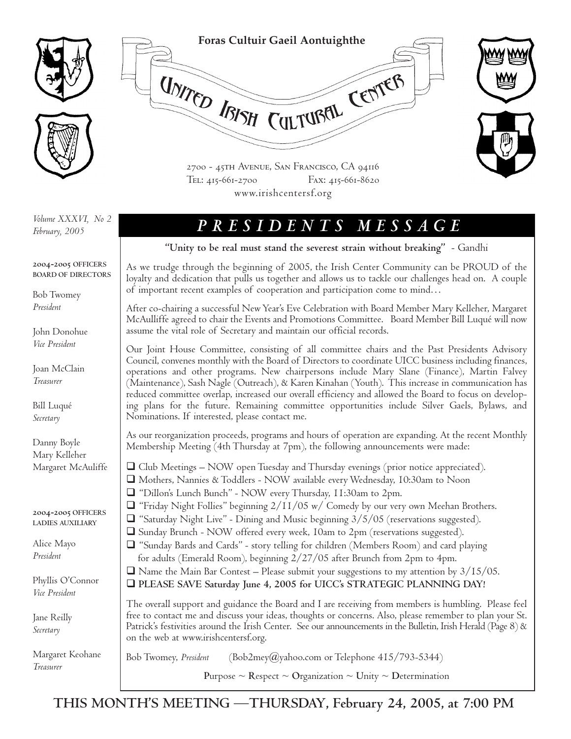**Foras Cultuir Gaeil Aontuighthe**

# United Irish Cultural Center

2700 - 45th Avenue, San Francisco, CA 94116
Tel: 415-661-2700 Fax: 415-661-8620
www.irishcentersf.org

*Volume XXXVI, No 2*
*February, 2005*

**2004-2005 OFFICERS BOARD OF DIRECTORS**

Bob Twomey
*President*

John Donohue
*Vice President*

Joan McClain
*Treasurer*

Bill Luqué
*Secretary*

Danny Boyle
Mary Kelleher
Margaret McAuliffe

**2004-2005 OFFICERS LADIES AUXILIARY**

Alice Mayo
*President*

Phyllis O'Connor
*Vice President*

Jane Reilly
*Secretary*

Margaret Keohane
*Treasurer*

## *PRESIDENTS MESSAGE*

**"Unity to be real must stand the severest strain without breaking"** - Gandhi

As we trudge through the beginning of 2005, the Irish Center Community can be PROUD of the loyalty and dedication that pulls us together and allows us to tackle our challenges head on. A couple of important recent examples of cooperation and participation come to mind…

After co-chairing a successful New Year's Eve Celebration with Board Member Mary Kelleher, Margaret McAulliffe agreed to chair the Events and Promotions Committee. Board Member Bill Luqué will now assume the vital role of Secretary and maintain our official records.

Our Joint House Committee, consisting of all committee chairs and the Past Presidents Advisory Council, convenes monthly with the Board of Directors to coordinate UICC business including finances, operations and other programs. New chairpersons include Mary Slane (Finance), Martin Falvey (Maintenance), Sash Nagle (Outreach), & Karen Kinahan (Youth). This increase in communication has reduced committee overlap, increased our overall efficiency and allowed the Board to focus on developing plans for the future. Remaining committee opportunities include Silver Gaels, Bylaws, and Nominations. If interested, please contact me.

As our reorganization proceeds, programs and hours of operation are expanding. At the recent Monthly Membership Meeting (4th Thursday at 7pm), the following announcements were made:

- Club Meetings – NOW open Tuesday and Thursday evenings (prior notice appreciated).
- Mothers, Nannies & Toddlers - NOW available every Wednesday, 10:30am to Noon
- "Dillon's Lunch Bunch" - NOW every Thursday, 11:30am to 2pm.
- "Friday Night Follies" beginning 2/11/05 w/ Comedy by our very own Meehan Brothers.
- "Saturday Night Live" - Dining and Music beginning 3/5/05 (reservations suggested).
- Sunday Brunch - NOW offered every week, 10am to 2pm (reservations suggested).
- "Sunday Bards and Cards" - story telling for children (Members Room) and card playing for adults (Emerald Room), beginning 2/27/05 after Brunch from 2pm to 4pm.
- Name the Main Bar Contest – Please submit your suggestions to my attention by 3/15/05.
- **PLEASE SAVE Saturday June 4, 2005 for UICC's STRATEGIC PLANNING DAY!**

The overall support and guidance the Board and I are receiving from members is humbling. Please feel free to contact me and discuss your ideas, thoughts or concerns. Also, please remember to plan your St. Patrick's festivities around the Irish Center. See our announcements in the Bulletin, Irish Herald (Page 8) & on the web at www.irishcentersf.org.

Bob Twomey, *President* (Bob2mey@yahoo.com or Telephone 415/793-5344)

**P**urpose ~ **R**espect ~ **O**rganization ~ **U**nity ~ **D**etermination

**THIS MONTH'S MEETING —THURSDAY, February 24, 2005, at 7:00 PM**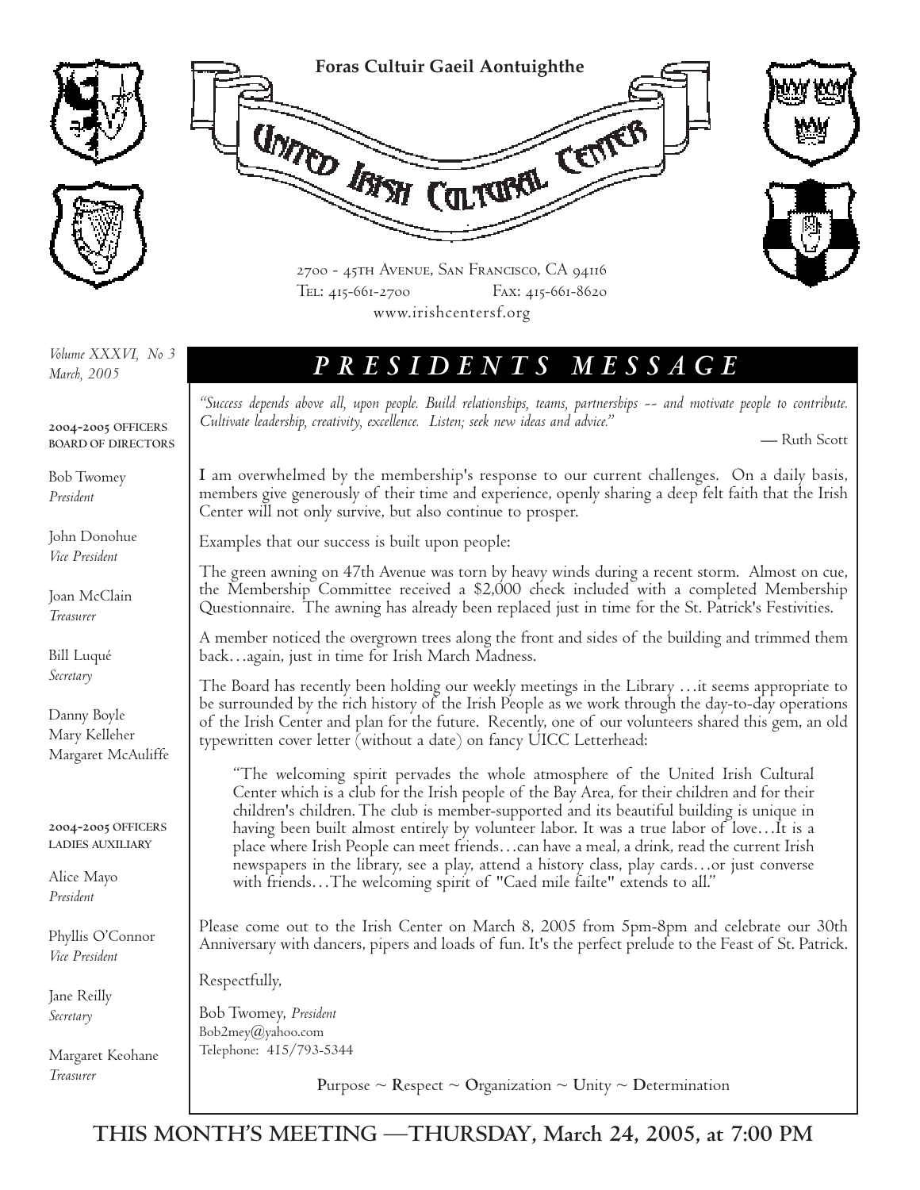**Foras Cultuir Gaeil Aontuighthe**

# United Irish Cultural Center

2700 - 45th Avenue, San Francisco, CA 94116
Tel: 415-661-2700 Fax: 415-661-8620
www.irishcentersf.org

*Volume XXXVI, No 3*
*March, 2005*

**2004-2005 OFFICERS BOARD OF DIRECTORS**

Bob Twomey
*President*

John Donohue
*Vice President*

Joan McClain
*Treasurer*

Bill Luqué
*Secretary*

Danny Boyle
Mary Kelleher
Margaret McAuliffe

**2004-2005 OFFICERS LADIES AUXILIARY**

Alice Mayo
*President*

Phyllis O'Connor
*Vice President*

Jane Reilly
*Secretary*

Margaret Keohane
*Treasurer*

## *PRESIDENTS MESSAGE*

*"Success depends above all, upon people. Build relationships, teams, partnerships -- and motivate people to contribute. Cultivate leadership, creativity, excellence. Listen; seek new ideas and advice."*

— Ruth Scott

I am overwhelmed by the membership's response to our current challenges. On a daily basis, members give generously of their time and experience, openly sharing a deep felt faith that the Irish Center will not only survive, but also continue to prosper.

Examples that our success is built upon people:

The green awning on 47th Avenue was torn by heavy winds during a recent storm. Almost on cue, the Membership Committee received a $2,000 check included with a completed Membership Questionnaire. The awning has already been replaced just in time for the St. Patrick's Festivities.

A member noticed the overgrown trees along the front and sides of the building and trimmed them back…again, just in time for Irish March Madness.

The Board has recently been holding our weekly meetings in the Library …it seems appropriate to be surrounded by the rich history of the Irish People as we work through the day-to-day operations of the Irish Center and plan for the future. Recently, one of our volunteers shared this gem, an old typewritten cover letter (without a date) on fancy UICC Letterhead:

> "The welcoming spirit pervades the whole atmosphere of the United Irish Cultural Center which is a club for the Irish people of the Bay Area, for their children and for their children's children. The club is member-supported and its beautiful building is unique in having been built almost entirely by volunteer labor. It was a true labor of love…It is a place where Irish People can meet friends…can have a meal, a drink, read the current Irish newspapers in the library, see a play, attend a history class, play cards…or just converse with friends…The welcoming spirit of "Caed mile failte" extends to all."

Please come out to the Irish Center on March 8, 2005 from 5pm-8pm and celebrate our 30th Anniversary with dancers, pipers and loads of fun. It's the perfect prelude to the Feast of St. Patrick.

Respectfully,

Bob Twomey, *President*
Bob2mey@yahoo.com
Telephone: 415/793-5344

**P**urpose ~ **R**espect ~ **O**rganization ~ **U**nity ~ **D**etermination

**THIS MONTH'S MEETING —THURSDAY, March 24, 2005, at 7:00 PM**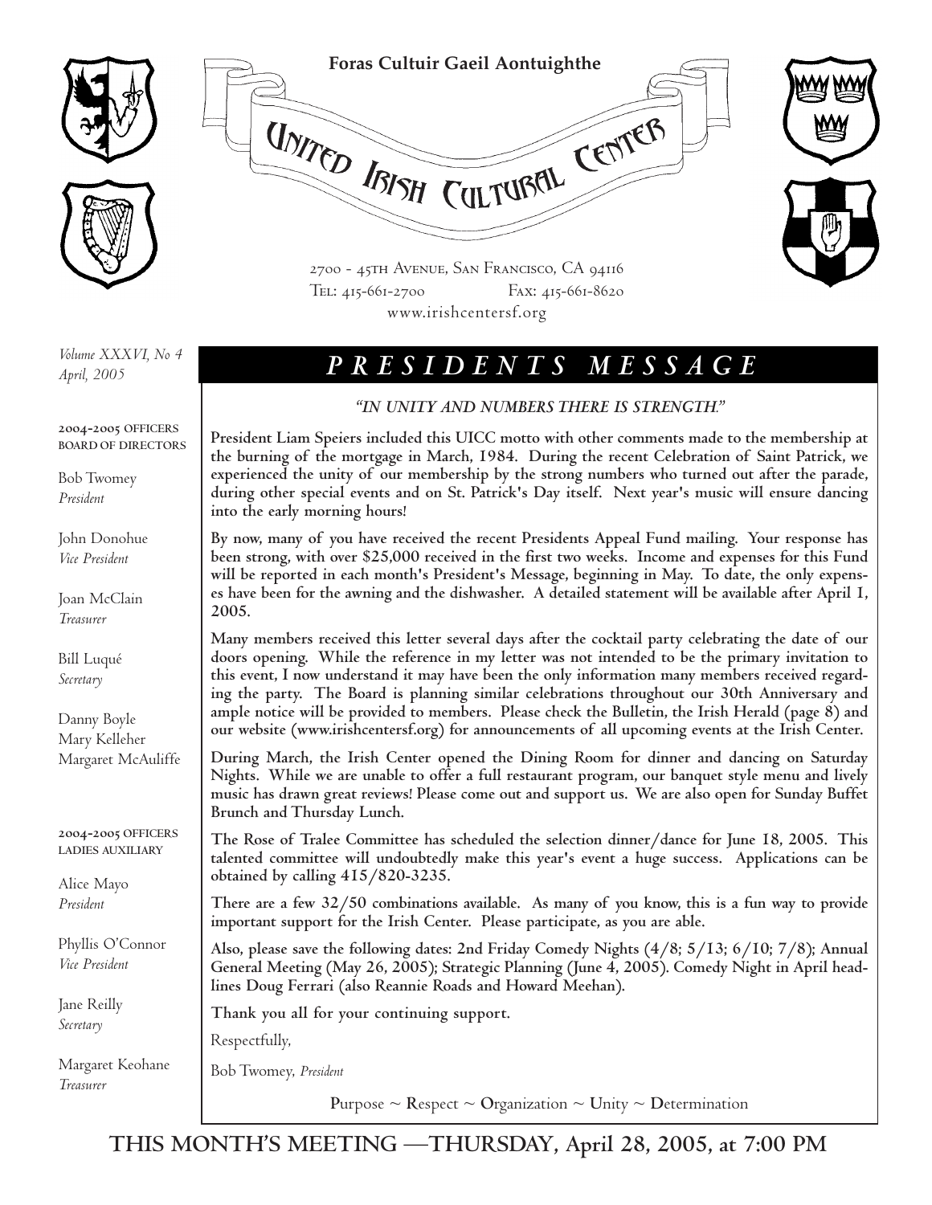**Foras Cultuir Gaeil Aontuighthe**

# United Irish Cultural Center

2700 - 45th Avenue, San Francisco, CA 94116
Tel: 415-661-2700 Fax: 415-661-8620
www.irishcentersf.org

*Volume XXXVI, No 4*
*April, 2005*

**2004-2005 OFFICERS BOARD OF DIRECTORS**

Bob Twomey
*President*

John Donohue
*Vice President*

Joan McClain
*Treasurer*

Bill Luqué
*Secretary*

Danny Boyle
Mary Kelleher
Margaret McAuliffe

**2004-2005 OFFICERS LADIES AUXILIARY**

Alice Mayo
*President*

Phyllis O'Connor
*Vice President*

Jane Reilly
*Secretary*

Margaret Keohane
*Treasurer*

## *PRESIDENTS MESSAGE*

***"IN UNITY AND NUMBERS THERE IS STRENGTH."***

**President Liam Speiers included this UICC motto with other comments made to the membership at the burning of the mortgage in March, 1984. During the recent Celebration of Saint Patrick, we experienced the unity of our membership by the strong numbers who turned out after the parade, during other special events and on St. Patrick's Day itself. Next year's music will ensure dancing into the early morning hours!**

**By now, many of you have received the recent Presidents Appeal Fund mailing. Your response has been strong, with over $25,000 received in the first two weeks. Income and expenses for this Fund will be reported in each month's President's Message, beginning in May. To date, the only expenses have been for the awning and the dishwasher. A detailed statement will be available after April 1, 2005.**

**Many members received this letter several days after the cocktail party celebrating the date of our doors opening. While the reference in my letter was not intended to be the primary invitation to this event, I now understand it may have been the only information many members received regarding the party. The Board is planning similar celebrations throughout our 30th Anniversary and ample notice will be provided to members. Please check the Bulletin, the Irish Herald (page 8) and our website (www.irishcentersf.org) for announcements of all upcoming events at the Irish Center.**

**During March, the Irish Center opened the Dining Room for dinner and dancing on Saturday Nights. While we are unable to offer a full restaurant program, our banquet style menu and lively music has drawn great reviews! Please come out and support us. We are also open for Sunday Buffet Brunch and Thursday Lunch.**

**The Rose of Tralee Committee has scheduled the selection dinner/dance for June 18, 2005. This talented committee will undoubtedly make this year's event a huge success. Applications can be obtained by calling 415/820-3235.**

**There are a few 32/50 combinations available. As many of you know, this is a fun way to provide important support for the Irish Center. Please participate, as you are able.**

**Also, please save the following dates: 2nd Friday Comedy Nights (4/8; 5/13; 6/10; 7/8); Annual General Meeting (May 26, 2005); Strategic Planning (June 4, 2005). Comedy Night in April headlines Doug Ferrari (also Reannie Roads and Howard Meehan).**

**Thank you all for your continuing support.**

Respectfully,

Bob Twomey, *President*

Purpose ~ Respect ~ Organization ~ Unity ~ Determination

**THIS MONTH'S MEETING —THURSDAY, April 28, 2005, at 7:00 PM**